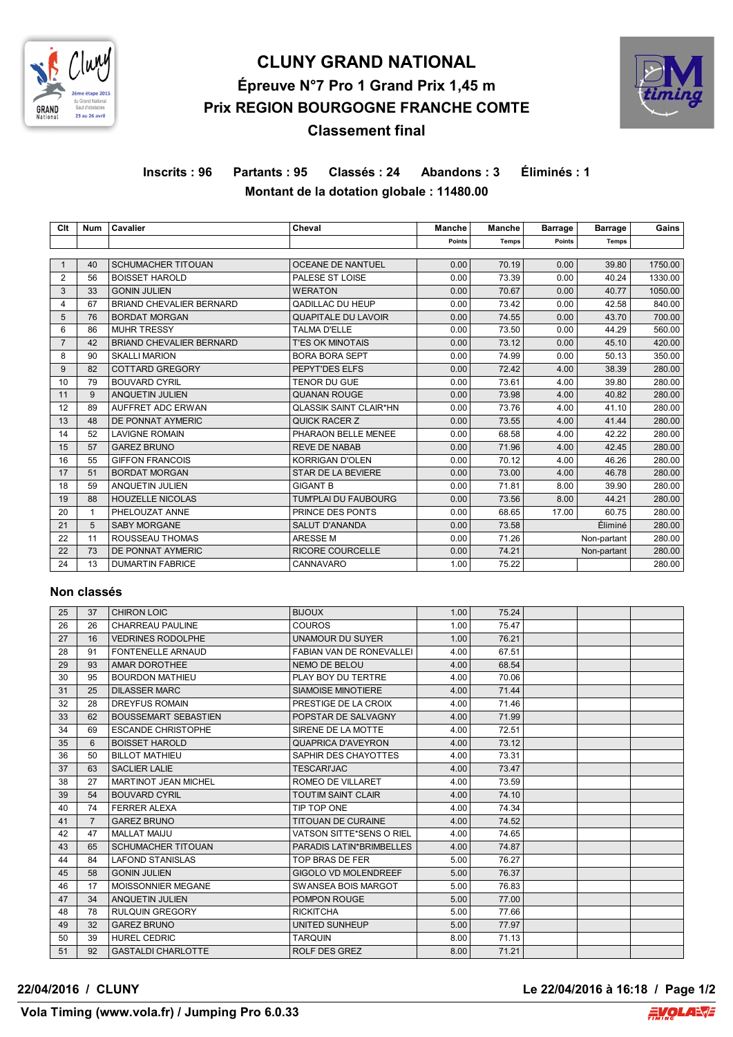# CLUNY GRAND NATIONAL

## Épreuve N°7 Pro 1 Grand Prix 1,45 m

## Prix REGION BOURGOGNE FRANCHE COMTE

## Classement final

**Inscrits : 96 Partants : 95 Classés : 24 Abandons : 3 Éliminés : 1**

**Montant de la dotation globale : 11480.00**

| Clt | Num | Cavalier | Cheval | Manche | Manche | Barrage | Barrage | Gains |
|---|---|---|---|---|---|---|---|---|
| | | | | Points | Temps | Points | Temps | |
| 1 | 40 | SCHUMACHER TITOUAN | OCEANE DE NANTUEL | 0.00 | 70.19 | 0.00 | 39.80 | 1750.00 |
| 2 | 56 | BOISSET HAROLD | PALESE ST LOISE | 0.00 | 73.39 | 0.00 | 40.24 | 1330.00 |
| 3 | 33 | GONIN JULIEN | WERATON | 0.00 | 70.67 | 0.00 | 40.77 | 1050.00 |
| 4 | 67 | BRIAND CHEVALIER BERNARD | QADILLAC DU HEUP | 0.00 | 73.42 | 0.00 | 42.58 | 840.00 |
| 5 | 76 | BORDAT MORGAN | QUAPITALE DU LAVOIR | 0.00 | 74.55 | 0.00 | 43.70 | 700.00 |
| 6 | 86 | MUHR TRESSY | TALMA D'ELLE | 0.00 | 73.50 | 0.00 | 44.29 | 560.00 |
| 7 | 42 | BRIAND CHEVALIER BERNARD | T'ES OK MINOTAIS | 0.00 | 73.12 | 0.00 | 45.10 | 420.00 |
| 8 | 90 | SKALLI MARION | BORA BORA SEPT | 0.00 | 74.99 | 0.00 | 50.13 | 350.00 |
| 9 | 82 | COTTARD GREGORY | PEPYT'DES ELFS | 0.00 | 72.42 | 4.00 | 38.39 | 280.00 |
| 10 | 79 | BOUVARD CYRIL | TENOR DU GUE | 0.00 | 73.61 | 4.00 | 39.80 | 280.00 |
| 11 | 9 | ANQUETIN JULIEN | QUANAN ROUGE | 0.00 | 73.98 | 4.00 | 40.82 | 280.00 |
| 12 | 89 | AUFFRET ADC ERWAN | QLASSIK SAINT CLAIR*HN | 0.00 | 73.76 | 4.00 | 41.10 | 280.00 |
| 13 | 48 | DE PONNAT AYMERIC | QUICK RACER Z | 0.00 | 73.55 | 4.00 | 41.44 | 280.00 |
| 14 | 52 | LAVIGNE ROMAIN | PHARAON BELLE MENEE | 0.00 | 68.58 | 4.00 | 42.22 | 280.00 |
| 15 | 57 | GAREZ BRUNO | REVE DE NABAB | 0.00 | 71.96 | 4.00 | 42.45 | 280.00 |
| 16 | 55 | GIFFON FRANCOIS | KORRIGAN D'OLEN | 0.00 | 70.12 | 4.00 | 46.26 | 280.00 |
| 17 | 51 | BORDAT MORGAN | STAR DE LA BEVIERE | 0.00 | 73.00 | 4.00 | 46.78 | 280.00 |
| 18 | 59 | ANQUETIN JULIEN | GIGANT B | 0.00 | 71.81 | 8.00 | 39.90 | 280.00 |
| 19 | 88 | HOUZELLE NICOLAS | TUM'PLAI DU FAUBOURG | 0.00 | 73.56 | 8.00 | 44.21 | 280.00 |
| 20 | 1 | PHELOUZAT ANNE | PRINCE DES PONTS | 0.00 | 68.65 | 17.00 | 60.75 | 280.00 |
| 21 | 5 | SABY MORGANE | SALUT D'ANANDA | 0.00 | 73.58 | | Éliminé | 280.00 |
| 22 | 11 | ROUSSEAU THOMAS | ARESSE M | 0.00 | 71.26 | | Non-partant | 280.00 |
| 22 | 73 | DE PONNAT AYMERIC | RICORE COURCELLE | 0.00 | 74.21 | | Non-partant | 280.00 |
| 24 | 13 | DUMARTIN FABRICE | CANNAVARO | 1.00 | 75.22 | | | 280.00 |

### Non classés

| Clt | Num | Cavalier | Cheval | Manche Points | Manche Temps | Barrage Points | Barrage Temps | Gains |
|---|---|---|---|---|---|---|---|---|
| 25 | 37 | CHIRON LOIC | BIJOUX | 1.00 | 75.24 | | | |
| 26 | 26 | CHARREAU PAULINE | COUROS | 1.00 | 75.47 | | | |
| 27 | 16 | VEDRINES RODOLPHE | UNAMOUR DU SUYER | 1.00 | 76.21 | | | |
| 28 | 91 | FONTENELLE ARNAUD | FABIAN VAN DE RONEVALLEI | 4.00 | 67.51 | | | |
| 29 | 93 | AMAR DOROTHEE | NEMO DE BELOU | 4.00 | 68.54 | | | |
| 30 | 95 | BOURDON MATHIEU | PLAY BOY DU TERTRE | 4.00 | 70.06 | | | |
| 31 | 25 | DILASSER MARC | SIAMOISE MINOTIERE | 4.00 | 71.44 | | | |
| 32 | 28 | DREYFUS ROMAIN | PRESTIGE DE LA CROIX | 4.00 | 71.46 | | | |
| 33 | 62 | BOUSSEMART SEBASTIEN | POPSTAR DE SALVAGNY | 4.00 | 71.99 | | | |
| 34 | 69 | ESCANDE CHRISTOPHE | SIRENE DE LA MOTTE | 4.00 | 72.51 | | | |
| 35 | 6 | BOISSET HAROLD | QUAPRICA D'AVEYRON | 4.00 | 73.12 | | | |
| 36 | 50 | BILLOT MATHIEU | SAPHIR DES CHAYOTTES | 4.00 | 73.31 | | | |
| 37 | 63 | SACLIER LALIE | TESCARI'JAC | 4.00 | 73.47 | | | |
| 38 | 27 | MARTINOT JEAN MICHEL | ROMEO DE VILLARET | 4.00 | 73.59 | | | |
| 39 | 54 | BOUVARD CYRIL | TOUTIM SAINT CLAIR | 4.00 | 74.10 | | | |
| 40 | 74 | FERRER ALEXA | TIP TOP ONE | 4.00 | 74.34 | | | |
| 41 | 7 | GAREZ BRUNO | TITOUAN DE CURAINE | 4.00 | 74.52 | | | |
| 42 | 47 | MALLAT MAIJU | VATSON SITTE*SENS O RIEL | 4.00 | 74.65 | | | |
| 43 | 65 | SCHUMACHER TITOUAN | PARADIS LATIN*BRIMBELLES | 4.00 | 74.87 | | | |
| 44 | 84 | LAFOND STANISLAS | TOP BRAS DE FER | 5.00 | 76.27 | | | |
| 45 | 58 | GONIN JULIEN | GIGOLO VD MOLENDREEF | 5.00 | 76.37 | | | |
| 46 | 17 | MOISSONNIER MEGANE | SWANSEA BOIS MARGOT | 5.00 | 76.83 | | | |
| 47 | 34 | ANQUETIN JULIEN | POMPON ROUGE | 5.00 | 77.00 | | | |
| 48 | 78 | RULQUIN GREGORY | RICKITCHA | 5.00 | 77.66 | | | |
| 49 | 32 | GAREZ BRUNO | UNITED SUNHEUP | 5.00 | 77.97 | | | |
| 50 | 39 | HUREL CEDRIC | TARQUIN | 8.00 | 71.13 | | | |
| 51 | 92 | GASTALDI CHARLOTTE | ROLF DES GREZ | 8.00 | 71.21 | | | |

**22/04/2016 / CLUNY** **Le 22/04/2016 à 16:18**

**Vola Timing (www.vola.fr) / Jumping Pro 6.0.33**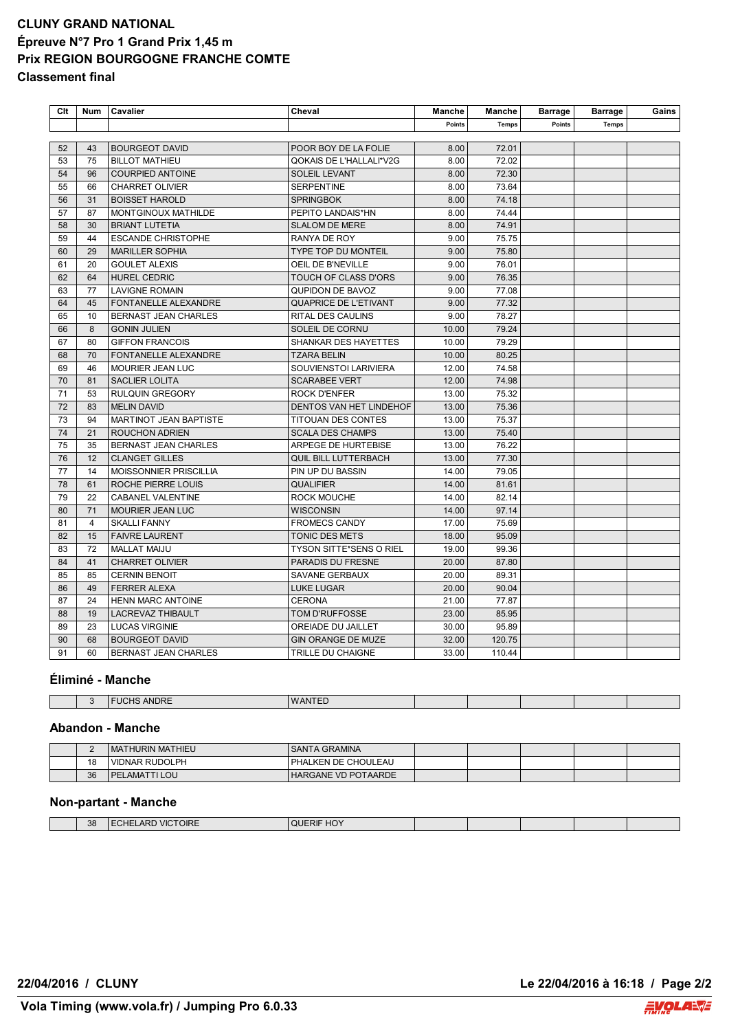# CLUNY GRAND NATIONAL
## Épreuve N°7 Pro 1 Grand Prix 1,45 m
## Prix REGION BOURGOGNE FRANCHE COMTE
## Classement final

| Clt | Num | Cavalier | Cheval | Manche Points | Manche Temps | Barrage Points | Barrage Temps | Gains |
|---|---|---|---|---|---|---|---|---|
| 52 | 43 | BOURGEOT DAVID | POOR BOY DE LA FOLIE | 8.00 | 72.01 | | | |
| 53 | 75 | BILLOT MATHIEU | QOKAIS DE L'HALLALI*V2G | 8.00 | 72.02 | | | |
| 54 | 96 | COURPIED ANTOINE | SOLEIL LEVANT | 8.00 | 72.30 | | | |
| 55 | 66 | CHARRET OLIVIER | SERPENTINE | 8.00 | 73.64 | | | |
| 56 | 31 | BOISSET HAROLD | SPRINGBOK | 8.00 | 74.18 | | | |
| 57 | 87 | MONTGINOUX MATHILDE | PEPITO LANDAIS*HN | 8.00 | 74.44 | | | |
| 58 | 30 | BRIANT LUTETIA | SLALOM DE MERE | 8.00 | 74.91 | | | |
| 59 | 44 | ESCANDE CHRISTOPHE | RANYA DE ROY | 9.00 | 75.75 | | | |
| 60 | 29 | MARILLER SOPHIA | TYPE TOP DU MONTEIL | 9.00 | 75.80 | | | |
| 61 | 20 | GOULET ALEXIS | OEIL DE B'NEVILLE | 9.00 | 76.01 | | | |
| 62 | 64 | HUREL CEDRIC | TOUCH OF CLASS D'ORS | 9.00 | 76.35 | | | |
| 63 | 77 | LAVIGNE ROMAIN | QUPIDON DE BAVOZ | 9.00 | 77.08 | | | |
| 64 | 45 | FONTANELLE ALEXANDRE | QUAPRICE DE L'ETIVANT | 9.00 | 77.32 | | | |
| 65 | 10 | BERNAST JEAN CHARLES | RITAL DES CAULINS | 9.00 | 78.27 | | | |
| 66 | 8 | GONIN JULIEN | SOLEIL DE CORNU | 10.00 | 79.24 | | | |
| 67 | 80 | GIFFON FRANCOIS | SHANKAR DES HAYETTES | 10.00 | 79.29 | | | |
| 68 | 70 | FONTANELLE ALEXANDRE | TZARA BELIN | 10.00 | 80.25 | | | |
| 69 | 46 | MOURIER JEAN LUC | SOUVIENSTOI LARIVIERA | 12.00 | 74.58 | | | |
| 70 | 81 | SACLIER LOLITA | SCARABEE VERT | 12.00 | 74.98 | | | |
| 71 | 53 | RULQUIN GREGORY | ROCK D'ENFER | 13.00 | 75.32 | | | |
| 72 | 83 | MELIN DAVID | DENTOS VAN HET LINDEHOF | 13.00 | 75.36 | | | |
| 73 | 94 | MARTINOT JEAN BAPTISTE | TITOUAN DES CONTES | 13.00 | 75.37 | | | |
| 74 | 21 | ROUCHON ADRIEN | SCALA DES CHAMPS | 13.00 | 75.40 | | | |
| 75 | 35 | BERNAST JEAN CHARLES | ARPEGE DE HURTEBISE | 13.00 | 76.22 | | | |
| 76 | 12 | CLANGET GILLES | QUIL BILL LUTTERBACH | 13.00 | 77.30 | | | |
| 77 | 14 | MOISSONNIER PRISCILLIA | PIN UP DU BASSIN | 14.00 | 79.05 | | | |
| 78 | 61 | ROCHE PIERRE LOUIS | QUALIFIER | 14.00 | 81.61 | | | |
| 79 | 22 | CABANEL VALENTINE | ROCK MOUCHE | 14.00 | 82.14 | | | |
| 80 | 71 | MOURIER JEAN LUC | WISCONSIN | 14.00 | 97.14 | | | |
| 81 | 4 | SKALLI FANNY | FROMECS CANDY | 17.00 | 75.69 | | | |
| 82 | 15 | FAIVRE LAURENT | TONIC DES METS | 18.00 | 95.09 | | | |
| 83 | 72 | MALLAT MAIJU | TYSON SITTE*SENS O RIEL | 19.00 | 99.36 | | | |
| 84 | 41 | CHARRET OLIVIER | PARADIS DU FRESNE | 20.00 | 87.80 | | | |
| 85 | 85 | CERNIN BENOIT | SAVANE GERBAUX | 20.00 | 89.31 | | | |
| 86 | 49 | FERRER ALEXA | LUKE LUGAR | 20.00 | 90.04 | | | |
| 87 | 24 | HENN MARC ANTOINE | CERONA | 21.00 | 77.87 | | | |
| 88 | 19 | LACREVAZ THIBAULT | TOM D'RUFFOSSE | 23.00 | 85.95 | | | |
| 89 | 23 | LUCAS VIRGINIE | OREIADE DU JAILLET | 30.00 | 95.89 | | | |
| 90 | 68 | BOURGEOT DAVID | GIN ORANGE DE MUZE | 32.00 | 120.75 | | | |
| 91 | 60 | BERNAST JEAN CHARLES | TRILLE DU CHAIGNE | 33.00 | 110.44 | | | |

### Éliminé - Manche

| | | | | | | | | |
|---|---|---|---|---|---|---|---|---|
| | 3 | FUCHS ANDRE | WANTED | | | | | |

### Abandon - Manche

| | | | | | | | | |
|---|---|---|---|---|---|---|---|---|
| | 2 | MATHURIN MATHIEU | SANTA GRAMINA | | | | | |
| | 18 | VIDNAR RUDOLPH | PHALKEN DE CHOULEAU | | | | | |
| | 36 | PELAMATTI LOU | HARGANE VD POTAARDE | | | | | |

### Non-partant - Manche

| | | | | | | | | |
|---|---|---|---|---|---|---|---|---|
| | 38 | ECHELARD VICTOIRE | QUERIF HOY | | | | | |

22/04/2016 / CLUNY

Le 22/04/2016 à 16:18

Vola Timing (www.vola.fr) / Jumping Pro 6.0.33